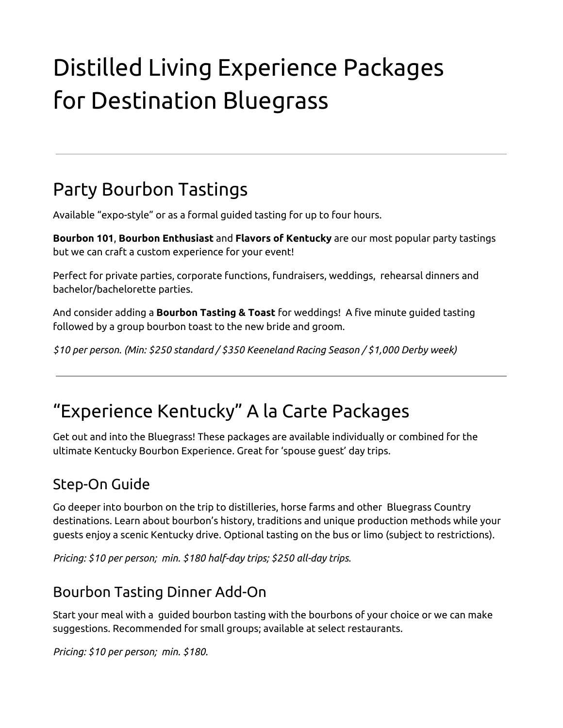# Distilled Living Experience Packages for Destination Bluegrass

---

## Party Bourbon Tastings

Available "expo-style" or as a formal guided tasting for up to four hours.

**Bourbon 101**, **Bourbon Enthusiast** and **Flavors of Kentucky** are our most popular party tastings but we can craft a custom experience for your event!

Perfect for private parties, corporate functions, fundraisers, weddings, rehearsal dinners and bachelor/bachelorette parties.

And consider adding a **Bourbon Tasting & Toast** for weddings! A five minute guided tasting followed by a group bourbon toast to the new bride and groom.

*$10 per person. (Min: $250 standard / $350 Keeneland Racing Season / $1,000 Derby week)*

---

## "Experience Kentucky" A la Carte Packages

Get out and into the Bluegrass! These packages are available individually or combined for the ultimate Kentucky Bourbon Experience. Great for 'spouse guest' day trips.

### Step-On Guide

Go deeper into bourbon on the trip to distilleries, horse farms and other Bluegrass Country destinations. Learn about bourbon's history, traditions and unique production methods while your guests enjoy a scenic Kentucky drive. Optional tasting on the bus or limo (subject to restrictions).

*Pricing: $10 per person; min. $180 half-day trips; $250 all-day trips.*

### Bourbon Tasting Dinner Add-On

Start your meal with a guided bourbon tasting with the bourbons of your choice or we can make suggestions. Recommended for small groups; available at select restaurants.

*Pricing: $10 per person; min. $180.*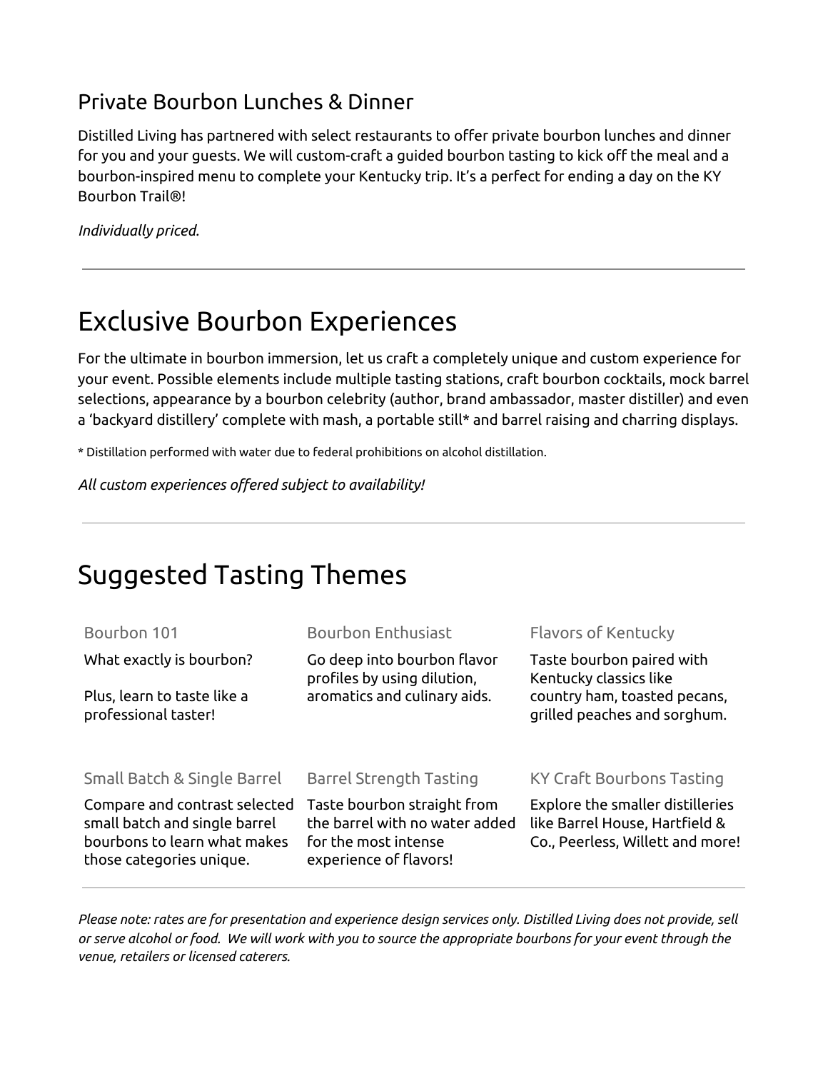## Private Bourbon Lunches & Dinner

Distilled Living has partnered with select restaurants to offer private bourbon lunches and dinner for you and your guests. We will custom-craft a guided bourbon tasting to kick off the meal and a bourbon-inspired menu to complete your Kentucky trip. It's a perfect for ending a day on the KY Bourbon Trail®!

*Individually priced.*

---

# Exclusive Bourbon Experiences

For the ultimate in bourbon immersion, let us craft a completely unique and custom experience for your event. Possible elements include multiple tasting stations, craft bourbon cocktails, mock barrel selections, appearance by a bourbon celebrity (author, brand ambassador, master distiller) and even a 'backyard distillery' complete with mash, a portable still* and barrel raising and charring displays.

* Distillation performed with water due to federal prohibitions on alcohol distillation.

*All custom experiences offered subject to availability!*

---

# Suggested Tasting Themes

### Bourbon 101

What exactly is bourbon?

Plus, learn to taste like a professional taster!

### Bourbon Enthusiast

Go deep into bourbon flavor profiles by using dilution, aromatics and culinary aids.

### Flavors of Kentucky

Taste bourbon paired with Kentucky classics like country ham, toasted pecans, grilled peaches and sorghum.

### Small Batch & Single Barrel

Compare and contrast selected small batch and single barrel bourbons to learn what makes those categories unique.

### Barrel Strength Tasting

Taste bourbon straight from the barrel with no water added for the most intense experience of flavors!

### KY Craft Bourbons Tasting

Explore the smaller distilleries like Barrel House, Hartfield & Co., Peerless, Willett and more!

---

*Please note: rates are for presentation and experience design services only. Distilled Living does not provide, sell or serve alcohol or food. We will work with you to source the appropriate bourbons for your event through the venue, retailers or licensed caterers.*